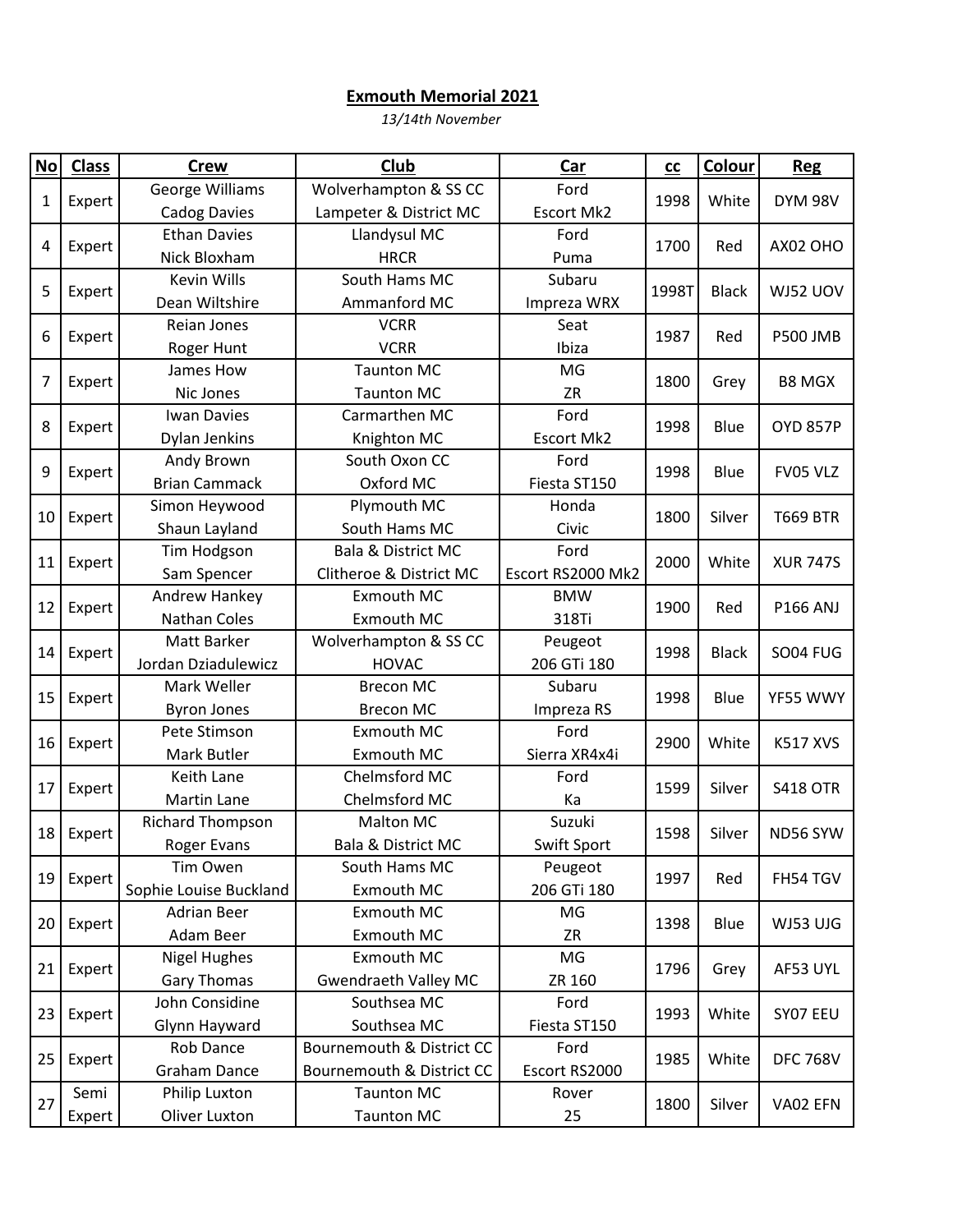# Exmouth Memorial 2021

*13/14th November*

| No | Class | Crew | Club | Car | cc | Colour | Reg |
|---|---|---|---|---|---|---|---|
| 1 | Expert | George Williams<br>Cadog Davies | Wolverhampton & SS CC<br>Lampeter & District MC | Ford<br>Escort Mk2 | 1998 | White | DYM 98V |
| 4 | Expert | Ethan Davies<br>Nick Bloxham | Llandysul MC<br>HRCR | Ford<br>Puma | 1700 | Red | AX02 OHO |
| 5 | Expert | Kevin Wills<br>Dean Wiltshire | South Hams MC<br>Ammanford MC | Subaru<br>Impreza WRX | 1998T | Black | WJ52 UOV |
| 6 | Expert | Reian Jones<br>Roger Hunt | VCRR<br>VCRR | Seat<br>Ibiza | 1987 | Red | P500 JMB |
| 7 | Expert | James How<br>Nic Jones | Taunton MC<br>Taunton MC | MG<br>ZR | 1800 | Grey | B8 MGX |
| 8 | Expert | Iwan Davies<br>Dylan Jenkins | Carmarthen MC<br>Knighton MC | Ford<br>Escort Mk2 | 1998 | Blue | OYD 857P |
| 9 | Expert | Andy Brown<br>Brian Cammack | South Oxon CC<br>Oxford MC | Ford<br>Fiesta ST150 | 1998 | Blue | FV05 VLZ |
| 10 | Expert | Simon Heywood<br>Shaun Layland | Plymouth MC<br>South Hams MC | Honda<br>Civic | 1800 | Silver | T669 BTR |
| 11 | Expert | Tim Hodgson<br>Sam Spencer | Bala & District MC<br>Clitheroe & District MC | Ford<br>Escort RS2000 Mk2 | 2000 | White | XUR 747S |
| 12 | Expert | Andrew Hankey<br>Nathan Coles | Exmouth MC<br>Exmouth MC | BMW<br>318Ti | 1900 | Red | P166 ANJ |
| 14 | Expert | Matt Barker<br>Jordan Dziadulewicz | Wolverhampton & SS CC<br>HOVAC | Peugeot<br>206 GTi 180 | 1998 | Black | SO04 FUG |
| 15 | Expert | Mark Weller<br>Byron Jones | Brecon MC<br>Brecon MC | Subaru<br>Impreza RS | 1998 | Blue | YF55 WWY |
| 16 | Expert | Pete Stimson<br>Mark Butler | Exmouth MC<br>Exmouth MC | Ford<br>Sierra XR4x4i | 2900 | White | K517 XVS |
| 17 | Expert | Keith Lane<br>Martin Lane | Chelmsford MC<br>Chelmsford MC | Ford<br>Ka | 1599 | Silver | S418 OTR |
| 18 | Expert | Richard Thompson<br>Roger Evans | Malton MC<br>Bala & District MC | Suzuki<br>Swift Sport | 1598 | Silver | ND56 SYW |
| 19 | Expert | Tim Owen<br>Sophie Louise Buckland | South Hams MC<br>Exmouth MC | Peugeot<br>206 GTi 180 | 1997 | Red | FH54 TGV |
| 20 | Expert | Adrian Beer<br>Adam Beer | Exmouth MC<br>Exmouth MC | MG<br>ZR | 1398 | Blue | WJ53 UJG |
| 21 | Expert | Nigel Hughes<br>Gary Thomas | Exmouth MC<br>Gwendraeth Valley MC | MG<br>ZR 160 | 1796 | Grey | AF53 UYL |
| 23 | Expert | John Considine<br>Glynn Hayward | Southsea MC<br>Southsea MC | Ford<br>Fiesta ST150 | 1993 | White | SY07 EEU |
| 25 | Expert | Rob Dance<br>Graham Dance | Bournemouth & District CC<br>Bournemouth & District CC | Ford<br>Escort RS2000 | 1985 | White | DFC 768V |
| 27 | Semi Expert | Philip Luxton<br>Oliver Luxton | Taunton MC<br>Taunton MC | Rover<br>25 | 1800 | Silver | VA02 EFN |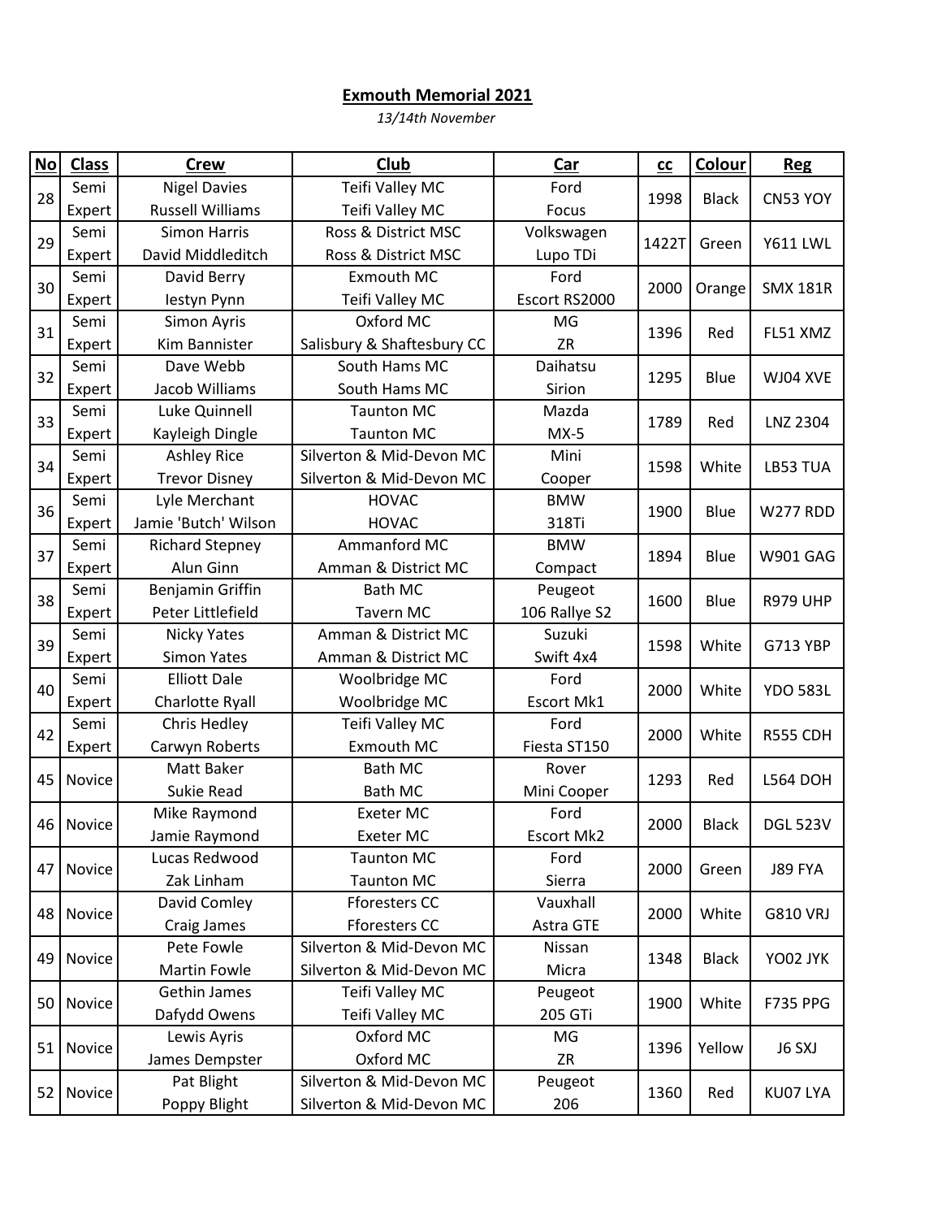**Exmouth Memorial 2021**

*13/14th November*

| No | Class | Crew | Club | Car | cc | Colour | Reg |
|---|---|---|---|---|---|---|---|
| 28 | Semi Expert | Nigel Davies<br>Russell Williams | Teifi Valley MC<br>Teifi Valley MC | Ford Focus | 1998 | Black | CN53 YOY |
| 29 | Semi Expert | Simon Harris<br>David Middleditch | Ross & District MSC<br>Ross & District MSC | Volkswagen Lupo TDi | 1422T | Green | Y611 LWL |
| 30 | Semi Expert | David Berry<br>Iestyn Pynn | Exmouth MC<br>Teifi Valley MC | Ford Escort RS2000 | 2000 | Orange | SMX 181R |
| 31 | Semi Expert | Simon Ayris<br>Kim Bannister | Oxford MC<br>Salisbury & Shaftesbury CC | MG ZR | 1396 | Red | FL51 XMZ |
| 32 | Semi Expert | Dave Webb<br>Jacob Williams | South Hams MC<br>South Hams MC | Daihatsu Sirion | 1295 | Blue | WJ04 XVE |
| 33 | Semi Expert | Luke Quinnell<br>Kayleigh Dingle | Taunton MC<br>Taunton MC | Mazda MX-5 | 1789 | Red | LNZ 2304 |
| 34 | Semi Expert | Ashley Rice<br>Trevor Disney | Silverton & Mid-Devon MC<br>Silverton & Mid-Devon MC | Mini Cooper | 1598 | White | LB53 TUA |
| 36 | Semi Expert | Lyle Merchant<br>Jamie 'Butch' Wilson | HOVAC<br>HOVAC | BMW 318Ti | 1900 | Blue | W277 RDD |
| 37 | Semi Expert | Richard Stepney<br>Alun Ginn | Ammanford MC<br>Amman & District MC | BMW Compact | 1894 | Blue | W901 GAG |
| 38 | Semi Expert | Benjamin Griffin<br>Peter Littlefield | Bath MC<br>Tavern MC | Peugeot 106 Rallye S2 | 1600 | Blue | R979 UHP |
| 39 | Semi Expert | Nicky Yates<br>Simon Yates | Amman & District MC<br>Amman & District MC | Suzuki Swift 4x4 | 1598 | White | G713 YBP |
| 40 | Semi Expert | Elliott Dale<br>Charlotte Ryall | Woolbridge MC<br>Woolbridge MC | Ford Escort Mk1 | 2000 | White | YDO 583L |
| 42 | Semi Expert | Chris Hedley<br>Carwyn Roberts | Teifi Valley MC<br>Exmouth MC | Ford Fiesta ST150 | 2000 | White | R555 CDH |
| 45 | Novice | Matt Baker<br>Sukie Read | Bath MC<br>Bath MC | Rover Mini Cooper | 1293 | Red | L564 DOH |
| 46 | Novice | Mike Raymond<br>Jamie Raymond | Exeter MC<br>Exeter MC | Ford Escort Mk2 | 2000 | Black | DGL 523V |
| 47 | Novice | Lucas Redwood<br>Zak Linham | Taunton MC<br>Taunton MC | Ford Sierra | 2000 | Green | J89 FYA |
| 48 | Novice | David Comley<br>Craig James | Fforesters CC<br>Fforesters CC | Vauxhall Astra GTE | 2000 | White | G810 VRJ |
| 49 | Novice | Pete Fowle<br>Martin Fowle | Silverton & Mid-Devon MC<br>Silverton & Mid-Devon MC | Nissan Micra | 1348 | Black | YO02 JYK |
| 50 | Novice | Gethin James<br>Dafydd Owens | Teifi Valley MC<br>Teifi Valley MC | Peugeot 205 GTi | 1900 | White | F735 PPG |
| 51 | Novice | Lewis Ayris<br>James Dempster | Oxford MC<br>Oxford MC | MG ZR | 1396 | Yellow | J6 SXJ |
| 52 | Novice | Pat Blight<br>Poppy Blight | Silverton & Mid-Devon MC<br>Silverton & Mid-Devon MC | Peugeot 206 | 1360 | Red | KU07 LYA |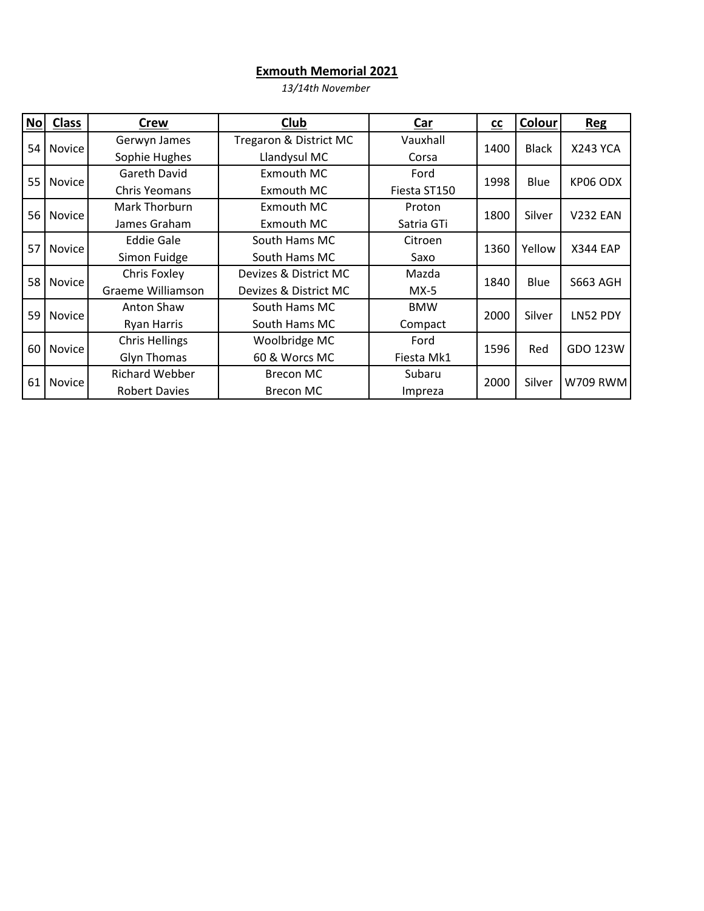**Exmouth Memorial 2021**

*13/14th November*

| No | Class | Crew | Club | Car | cc | Colour | Reg |
|---|---|---|---|---|---|---|---|
| 54 | Novice | Gerwyn James<br>Sophie Hughes | Tregaron & District MC<br>Llandysul MC | Vauxhall<br>Corsa | 1400 | Black | X243 YCA |
| 55 | Novice | Gareth David<br>Chris Yeomans | Exmouth MC<br>Exmouth MC | Ford<br>Fiesta ST150 | 1998 | Blue | KP06 ODX |
| 56 | Novice | Mark Thorburn<br>James Graham | Exmouth MC<br>Exmouth MC | Proton<br>Satria GTi | 1800 | Silver | V232 EAN |
| 57 | Novice | Eddie Gale<br>Simon Fuidge | South Hams MC<br>South Hams MC | Citroen<br>Saxo | 1360 | Yellow | X344 EAP |
| 58 | Novice | Chris Foxley<br>Graeme Williamson | Devizes & District MC<br>Devizes & District MC | Mazda<br>MX-5 | 1840 | Blue | S663 AGH |
| 59 | Novice | Anton Shaw<br>Ryan Harris | South Hams MC<br>South Hams MC | BMW<br>Compact | 2000 | Silver | LN52 PDY |
| 60 | Novice | Chris Hellings<br>Glyn Thomas | Woolbridge MC<br>60 & Worcs MC | Ford<br>Fiesta Mk1 | 1596 | Red | GDO 123W |
| 61 | Novice | Richard Webber<br>Robert Davies | Brecon MC<br>Brecon MC | Subaru<br>Impreza | 2000 | Silver | W709 RWM |